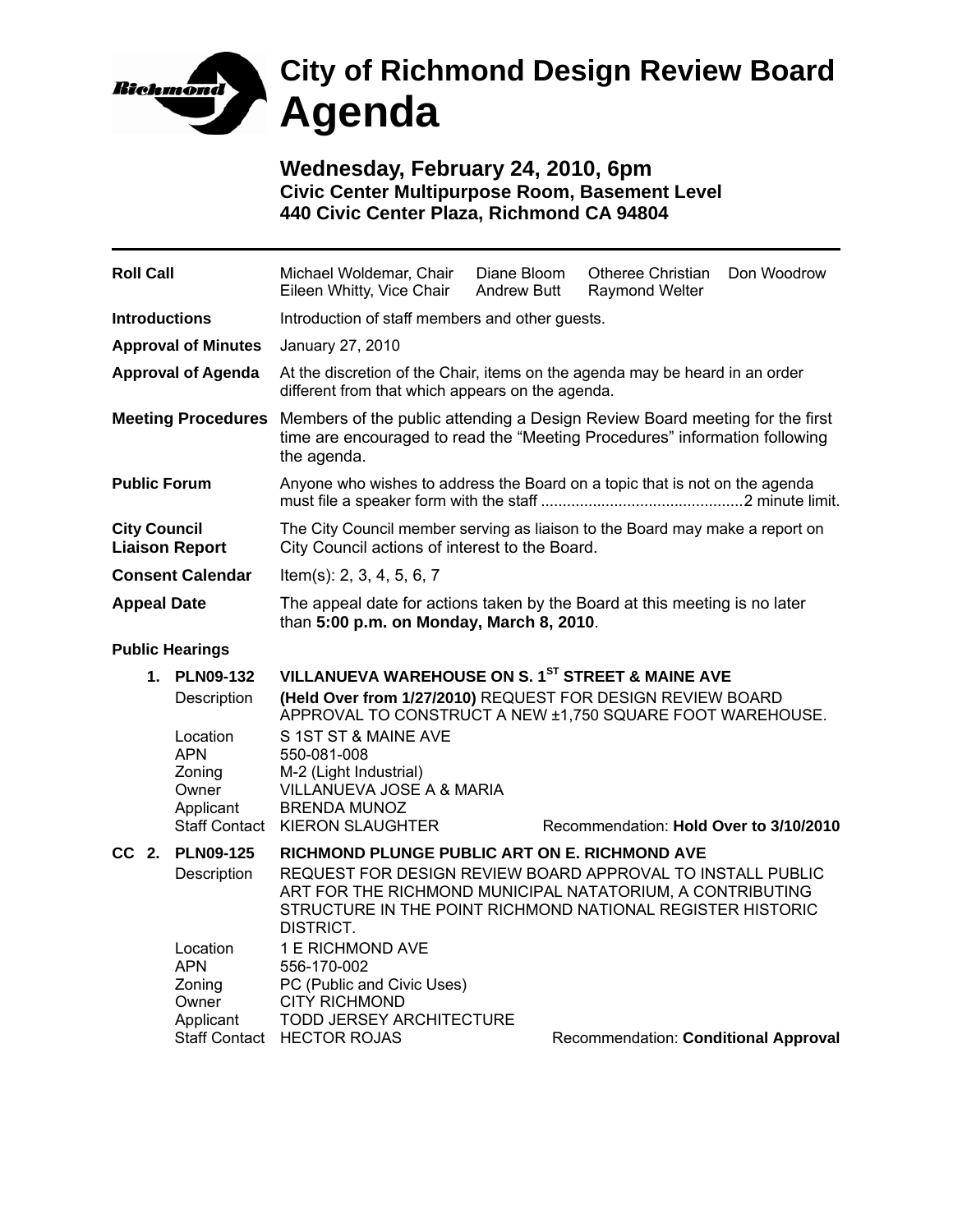# City of Richmond Design Review Board Agenda

## Wednesday, February 24, 2010, 6pm

### Civic Center Multipurpose Room, Basement Level
### 440 Civic Center Plaza, Richmond CA 94804

---

**Roll Call**
Michael Woldemar, Chair; Eileen Whitty, Vice Chair; Diane Bloom; Andrew Butt; Otheree Christian; Raymond Welter; Don Woodrow

**Introductions**
Introduction of staff members and other guests.

**Approval of Minutes**
January 27, 2010

**Approval of Agenda**
At the discretion of the Chair, items on the agenda may be heard in an order different from that which appears on the agenda.

**Meeting Procedures**
Members of the public attending a Design Review Board meeting for the first time are encouraged to read the "Meeting Procedures" information following the agenda.

**Public Forum**
Anyone who wishes to address the Board on a topic that is not on the agenda must file a speaker form with the staff ..............................................2 minute limit.

**City Council Liaison Report**
The City Council member serving as liaison to the Board may make a report on City Council actions of interest to the Board.

**Consent Calendar**
Item(s): 2, 3, 4, 5, 6, 7

**Appeal Date**
The appeal date for actions taken by the Board at this meeting is no later than **5:00 p.m. on Monday, March 8, 2010**.

**Public Hearings**

**1. PLN09-132 — VILLANUEVA WAREHOUSE ON S. 1ST STREET & MAINE AVE**

- Description: **(Held Over from 1/27/2010)** REQUEST FOR DESIGN REVIEW BOARD APPROVAL TO CONSTRUCT A NEW ±1,750 SQUARE FOOT WAREHOUSE.
- Location: S 1ST ST & MAINE AVE
- APN: 550-081-008
- Zoning: M-2 (Light Industrial)
- Owner: VILLANUEVA JOSE A & MARIA
- Applicant: BRENDA MUNOZ
- Staff Contact: KIERON SLAUGHTER
- Recommendation: **Hold Over to 3/10/2010**

**CC 2. PLN09-125 — RICHMOND PLUNGE PUBLIC ART ON E. RICHMOND AVE**

- Description: REQUEST FOR DESIGN REVIEW BOARD APPROVAL TO INSTALL PUBLIC ART FOR THE RICHMOND MUNICIPAL NATATORIUM, A CONTRIBUTING STRUCTURE IN THE POINT RICHMOND NATIONAL REGISTER HISTORIC DISTRICT.
- Location: 1 E RICHMOND AVE
- APN: 556-170-002
- Zoning: PC (Public and Civic Uses)
- Owner: CITY RICHMOND
- Applicant: TODD JERSEY ARCHITECTURE
- Staff Contact: HECTOR ROJAS
- Recommendation: **Conditional Approval**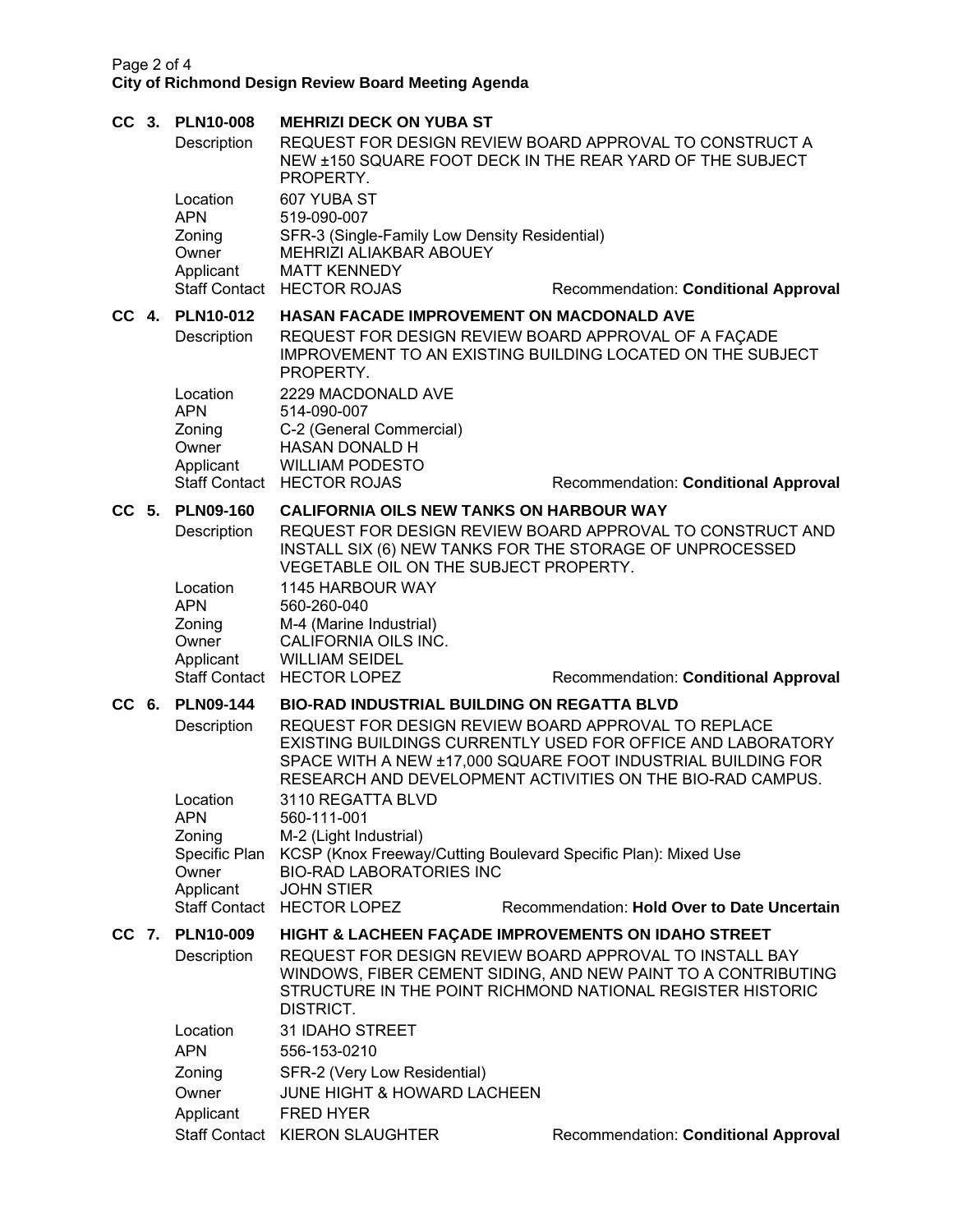**CC 3. PLN10-008 MEHRIZI DECK ON YUBA ST**

| | |
|---|---|
| Description | REQUEST FOR DESIGN REVIEW BOARD APPROVAL TO CONSTRUCT A NEW ±150 SQUARE FOOT DECK IN THE REAR YARD OF THE SUBJECT PROPERTY. |
| Location | 607 YUBA ST |
| APN | 519-090-007 |
| Zoning | SFR-3 (Single-Family Low Density Residential) |
| Owner | MEHRIZI ALIAKBAR ABOUEY |
| Applicant | MATT KENNEDY |
| Staff Contact | HECTOR ROJAS — Recommendation: **Conditional Approval** |

**CC 4. PLN10-012 HASAN FACADE IMPROVEMENT ON MACDONALD AVE**

| | |
|---|---|
| Description | REQUEST FOR DESIGN REVIEW BOARD APPROVAL OF A FAÇADE IMPROVEMENT TO AN EXISTING BUILDING LOCATED ON THE SUBJECT PROPERTY. |
| Location | 2229 MACDONALD AVE |
| APN | 514-090-007 |
| Zoning | C-2 (General Commercial) |
| Owner | HASAN DONALD H |
| Applicant | WILLIAM PODESTO |
| Staff Contact | HECTOR ROJAS — Recommendation: **Conditional Approval** |

**CC 5. PLN09-160 CALIFORNIA OILS NEW TANKS ON HARBOUR WAY**

| | |
|---|---|
| Description | REQUEST FOR DESIGN REVIEW BOARD APPROVAL TO CONSTRUCT AND INSTALL SIX (6) NEW TANKS FOR THE STORAGE OF UNPROCESSED VEGETABLE OIL ON THE SUBJECT PROPERTY. |
| Location | 1145 HARBOUR WAY |
| APN | 560-260-040 |
| Zoning | M-4 (Marine Industrial) |
| Owner | CALIFORNIA OILS INC. |
| Applicant | WILLIAM SEIDEL |
| Staff Contact | HECTOR LOPEZ — Recommendation: **Conditional Approval** |

**CC 6. PLN09-144 BIO-RAD INDUSTRIAL BUILDING ON REGATTA BLVD**

| | |
|---|---|
| Description | REQUEST FOR DESIGN REVIEW BOARD APPROVAL TO REPLACE EXISTING BUILDINGS CURRENTLY USED FOR OFFICE AND LABORATORY SPACE WITH A NEW ±17,000 SQUARE FOOT INDUSTRIAL BUILDING FOR RESEARCH AND DEVELOPMENT ACTIVITIES ON THE BIO-RAD CAMPUS. |
| Location | 3110 REGATTA BLVD |
| APN | 560-111-001 |
| Zoning | M-2 (Light Industrial) |
| Specific Plan | KCSP (Knox Freeway/Cutting Boulevard Specific Plan): Mixed Use |
| Owner | BIO-RAD LABORATORIES INC |
| Applicant | JOHN STIER |
| Staff Contact | HECTOR LOPEZ — Recommendation: **Hold Over to Date Uncertain** |

**CC 7. PLN10-009 HIGHT & LACHEEN FAÇADE IMPROVEMENTS ON IDAHO STREET**

| | |
|---|---|
| Description | REQUEST FOR DESIGN REVIEW BOARD APPROVAL TO INSTALL BAY WINDOWS, FIBER CEMENT SIDING, AND NEW PAINT TO A CONTRIBUTING STRUCTURE IN THE POINT RICHMOND NATIONAL REGISTER HISTORIC DISTRICT. |
| Location | 31 IDAHO STREET |
| APN | 556-153-0210 |
| Zoning | SFR-2 (Very Low Residential) |
| Owner | JUNE HIGHT & HOWARD LACHEEN |
| Applicant | FRED HYER |
| Staff Contact | KIERON SLAUGHTER — Recommendation: **Conditional Approval** |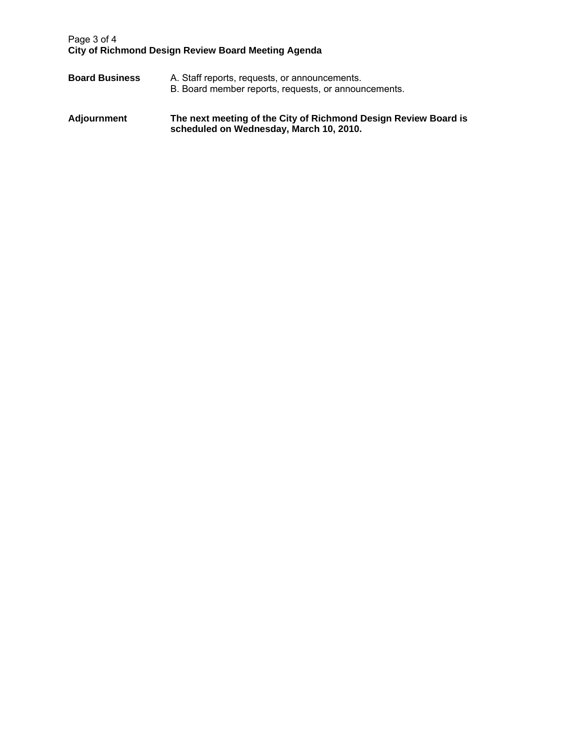**Board Business**

A. Staff reports, requests, or announcements.
B. Board member reports, requests, or announcements.

**Adjournment**

**The next meeting of the City of Richmond Design Review Board is scheduled on Wednesday, March 10, 2010.**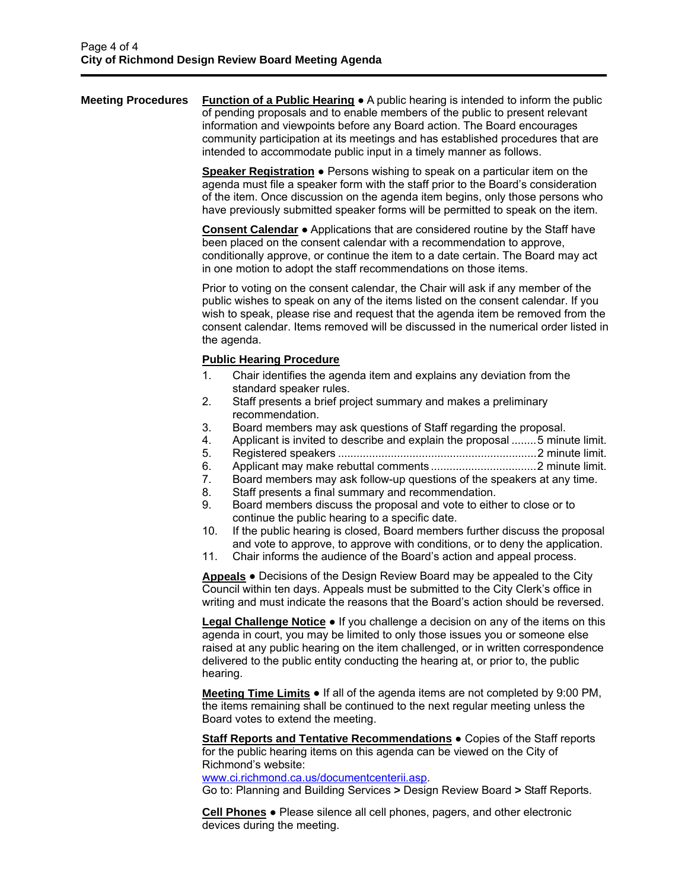## Meeting Procedures

**Function of a Public Hearing** ● A public hearing is intended to inform the public of pending proposals and to enable members of the public to present relevant information and viewpoints before any Board action. The Board encourages community participation at its meetings and has established procedures that are intended to accommodate public input in a timely manner as follows.

**Speaker Registration** ● Persons wishing to speak on a particular item on the agenda must file a speaker form with the staff prior to the Board's consideration of the item. Once discussion on the agenda item begins, only those persons who have previously submitted speaker forms will be permitted to speak on the item.

**Consent Calendar** ● Applications that are considered routine by the Staff have been placed on the consent calendar with a recommendation to approve, conditionally approve, or continue the item to a date certain. The Board may act in one motion to adopt the staff recommendations on those items.

Prior to voting on the consent calendar, the Chair will ask if any member of the public wishes to speak on any of the items listed on the consent calendar. If you wish to speak, please rise and request that the agenda item be removed from the consent calendar. Items removed will be discussed in the numerical order listed in the agenda.

**Public Hearing Procedure**

1. Chair identifies the agenda item and explains any deviation from the standard speaker rules.
2. Staff presents a brief project summary and makes a preliminary recommendation.
3. Board members may ask questions of Staff regarding the proposal.
4. Applicant is invited to describe and explain the proposal ........5 minute limit.
5. Registered speakers ...............................................................2 minute limit.
6. Applicant may make rebuttal comments .................................2 minute limit.
7. Board members may ask follow-up questions of the speakers at any time.
8. Staff presents a final summary and recommendation.
9. Board members discuss the proposal and vote to either to close or to continue the public hearing to a specific date.
10. If the public hearing is closed, Board members further discuss the proposal and vote to approve, to approve with conditions, or to deny the application.
11. Chair informs the audience of the Board's action and appeal process.

**Appeals** ● Decisions of the Design Review Board may be appealed to the City Council within ten days. Appeals must be submitted to the City Clerk's office in writing and must indicate the reasons that the Board's action should be reversed.

**Legal Challenge Notice** ● If you challenge a decision on any of the items on this agenda in court, you may be limited to only those issues you or someone else raised at any public hearing on the item challenged, or in written correspondence delivered to the public entity conducting the hearing at, or prior to, the public hearing.

**Meeting Time Limits** ● If all of the agenda items are not completed by 9:00 PM, the items remaining shall be continued to the next regular meeting unless the Board votes to extend the meeting.

**Staff Reports and Tentative Recommendations** ● Copies of the Staff reports for the public hearing items on this agenda can be viewed on the City of Richmond's website:
www.ci.richmond.ca.us/documentcenterii.asp.
Go to: Planning and Building Services **>** Design Review Board **>** Staff Reports.

**Cell Phones** ● Please silence all cell phones, pagers, and other electronic devices during the meeting.